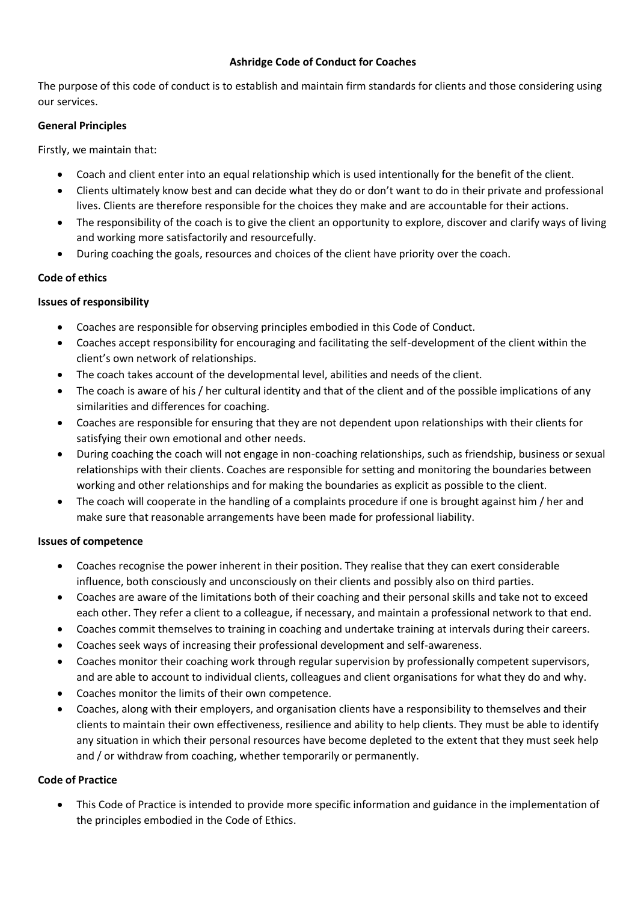# Ashridge Code of Conduct for Coaches

The purpose of this code of conduct is to establish and maintain firm standards for clients and those considering using our services.

## General Principles

Firstly, we maintain that:

- Coach and client enter into an equal relationship which is used intentionally for the benefit of the client.
- Clients ultimately know best and can decide what they do or don't want to do in their private and professional lives. Clients are therefore responsible for the choices they make and are accountable for their actions.
- The responsibility of the coach is to give the client an opportunity to explore, discover and clarify ways of living and working more satisfactorily and resourcefully.
- During coaching the goals, resources and choices of the client have priority over the coach.

## Code of ethics

### Issues of responsibility

- Coaches are responsible for observing principles embodied in this Code of Conduct.
- Coaches accept responsibility for encouraging and facilitating the self-development of the client within the client's own network of relationships.
- The coach takes account of the developmental level, abilities and needs of the client.
- The coach is aware of his / her cultural identity and that of the client and of the possible implications of any similarities and differences for coaching.
- Coaches are responsible for ensuring that they are not dependent upon relationships with their clients for satisfying their own emotional and other needs.
- During coaching the coach will not engage in non-coaching relationships, such as friendship, business or sexual relationships with their clients. Coaches are responsible for setting and monitoring the boundaries between working and other relationships and for making the boundaries as explicit as possible to the client.
- The coach will cooperate in the handling of a complaints procedure if one is brought against him / her and make sure that reasonable arrangements have been made for professional liability.

### Issues of competence

- Coaches recognise the power inherent in their position. They realise that they can exert considerable influence, both consciously and unconsciously on their clients and possibly also on third parties.
- Coaches are aware of the limitations both of their coaching and their personal skills and take not to exceed each other. They refer a client to a colleague, if necessary, and maintain a professional network to that end.
- Coaches commit themselves to training in coaching and undertake training at intervals during their careers.
- Coaches seek ways of increasing their professional development and self-awareness.
- Coaches monitor their coaching work through regular supervision by professionally competent supervisors, and are able to account to individual clients, colleagues and client organisations for what they do and why.
- Coaches monitor the limits of their own competence.
- Coaches, along with their employers, and organisation clients have a responsibility to themselves and their clients to maintain their own effectiveness, resilience and ability to help clients. They must be able to identify any situation in which their personal resources have become depleted to the extent that they must seek help and / or withdraw from coaching, whether temporarily or permanently.

## Code of Practice

- This Code of Practice is intended to provide more specific information and guidance in the implementation of the principles embodied in the Code of Ethics.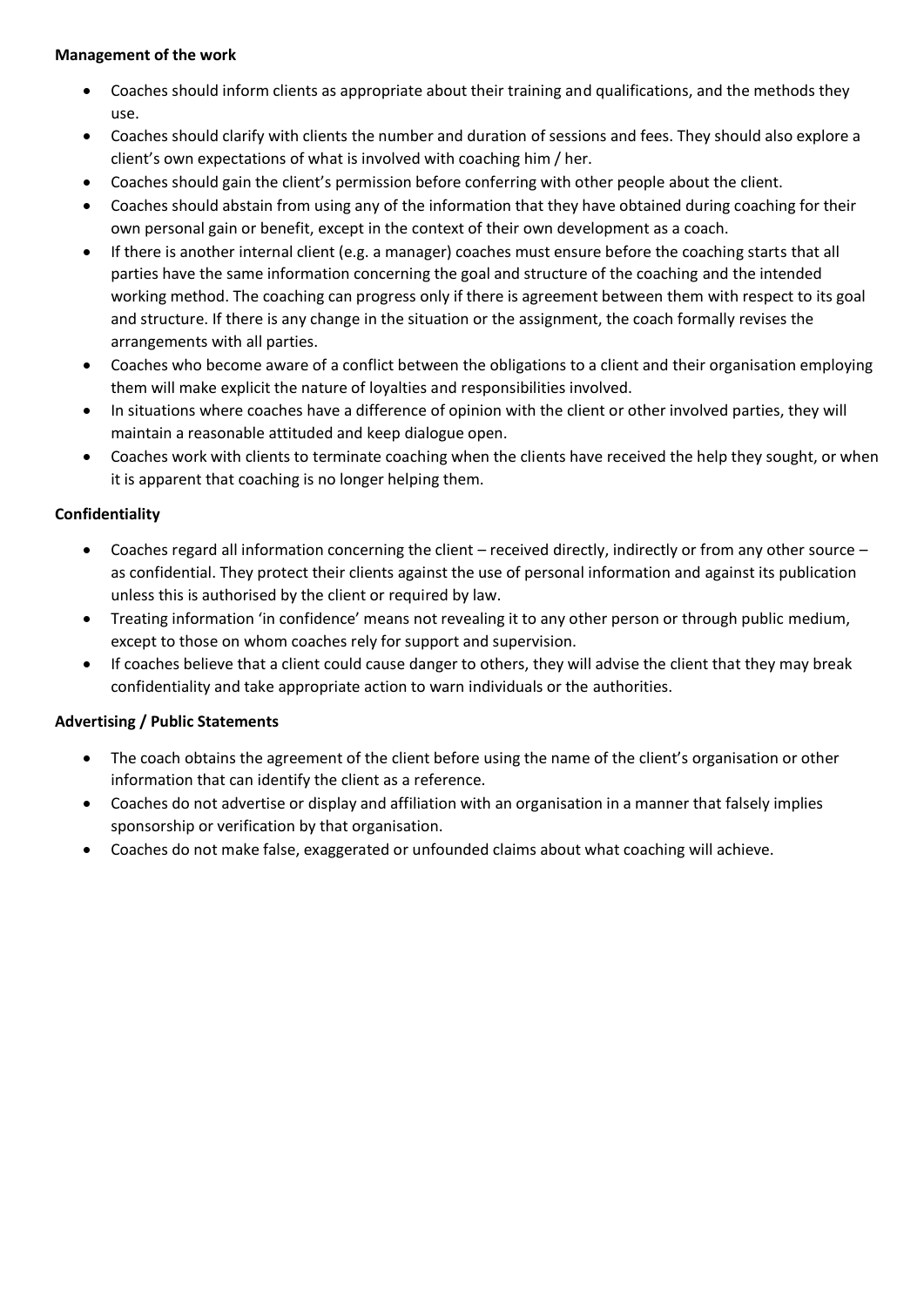**Management of the work**

- Coaches should inform clients as appropriate about their training and qualifications, and the methods they use.
- Coaches should clarify with clients the number and duration of sessions and fees. They should also explore a client's own expectations of what is involved with coaching him / her.
- Coaches should gain the client's permission before conferring with other people about the client.
- Coaches should abstain from using any of the information that they have obtained during coaching for their own personal gain or benefit, except in the context of their own development as a coach.
- If there is another internal client (e.g. a manager) coaches must ensure before the coaching starts that all parties have the same information concerning the goal and structure of the coaching and the intended working method. The coaching can progress only if there is agreement between them with respect to its goal and structure. If there is any change in the situation or the assignment, the coach formally revises the arrangements with all parties.
- Coaches who become aware of a conflict between the obligations to a client and their organisation employing them will make explicit the nature of loyalties and responsibilities involved.
- In situations where coaches have a difference of opinion with the client or other involved parties, they will maintain a reasonable attituded and keep dialogue open.
- Coaches work with clients to terminate coaching when the clients have received the help they sought, or when it is apparent that coaching is no longer helping them.

**Confidentiality**

- Coaches regard all information concerning the client – received directly, indirectly or from any other source – as confidential. They protect their clients against the use of personal information and against its publication unless this is authorised by the client or required by law.
- Treating information 'in confidence' means not revealing it to any other person or through public medium, except to those on whom coaches rely for support and supervision.
- If coaches believe that a client could cause danger to others, they will advise the client that they may break confidentiality and take appropriate action to warn individuals or the authorities.

**Advertising / Public Statements**

- The coach obtains the agreement of the client before using the name of the client's organisation or other information that can identify the client as a reference.
- Coaches do not advertise or display and affiliation with an organisation in a manner that falsely implies sponsorship or verification by that organisation.
- Coaches do not make false, exaggerated or unfounded claims about what coaching will achieve.